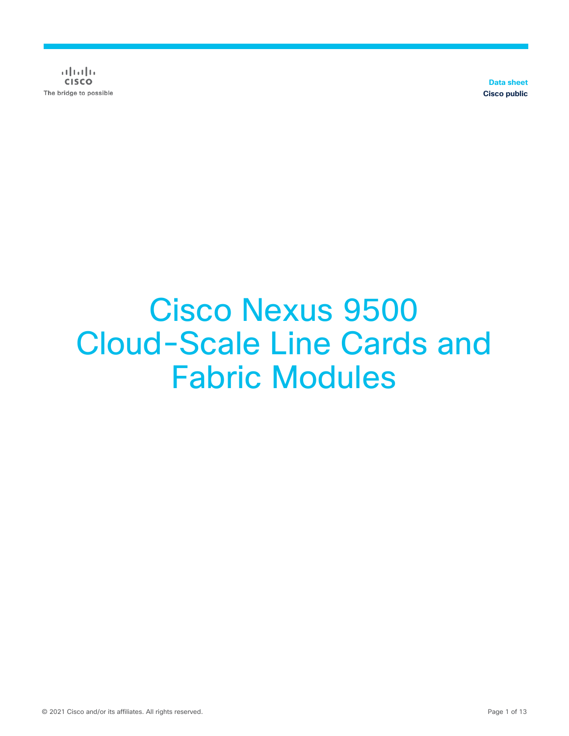Data sheet
Cisco public

# Cisco Nexus 9500 Cloud-Scale Line Cards and Fabric Modules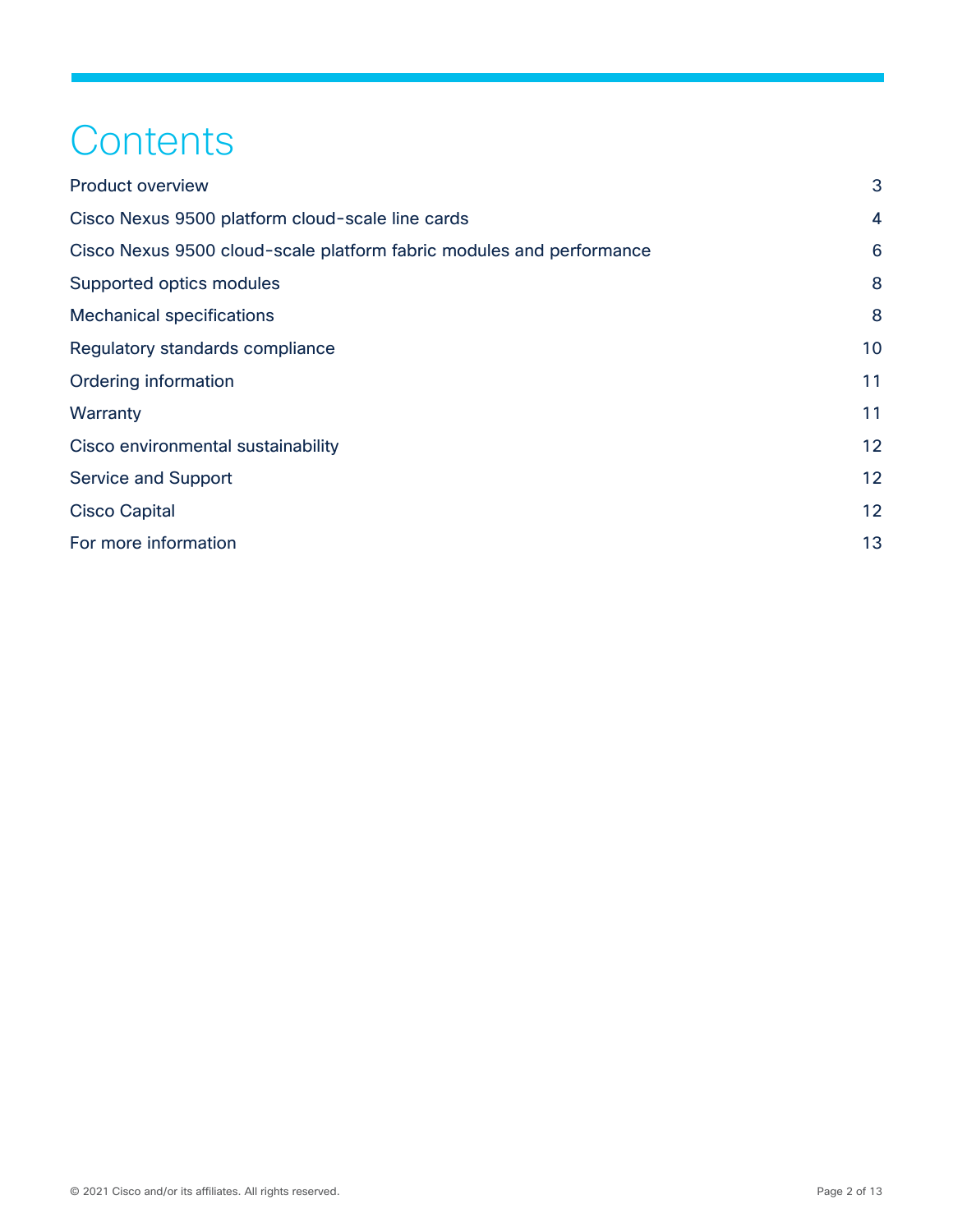# Contents

| | |
|---|---|
| Product overview | 3 |
| Cisco Nexus 9500 platform cloud-scale line cards | 4 |
| Cisco Nexus 9500 cloud-scale platform fabric modules and performance | 6 |
| Supported optics modules | 8 |
| Mechanical specifications | 8 |
| Regulatory standards compliance | 10 |
| Ordering information | 11 |
| Warranty | 11 |
| Cisco environmental sustainability | 12 |
| Service and Support | 12 |
| Cisco Capital | 12 |
| For more information | 13 |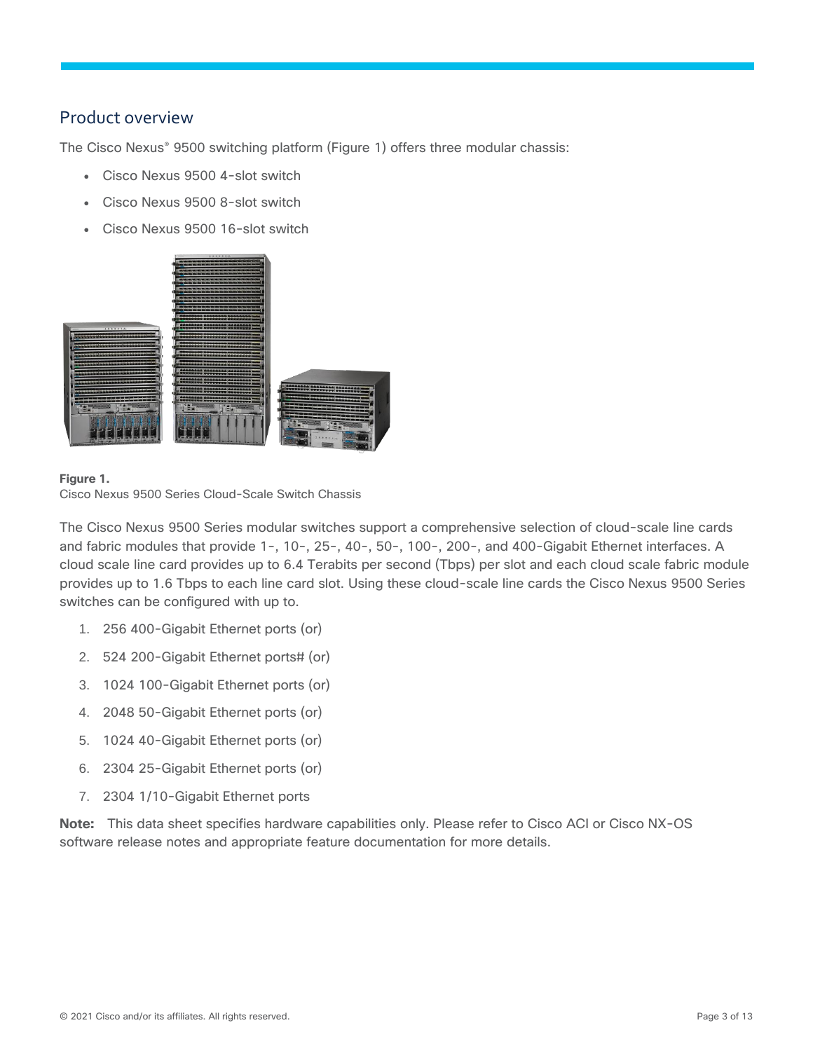## Product overview

The Cisco Nexus® 9500 switching platform (Figure 1) offers three modular chassis:

- Cisco Nexus 9500 4-slot switch
- Cisco Nexus 9500 8-slot switch
- Cisco Nexus 9500 16-slot switch

**Figure 1.**
Cisco Nexus 9500 Series Cloud-Scale Switch Chassis

The Cisco Nexus 9500 Series modular switches support a comprehensive selection of cloud-scale line cards and fabric modules that provide 1-, 10-, 25-, 40-, 50-, 100-, 200-, and 400-Gigabit Ethernet interfaces. A cloud scale line card provides up to 6.4 Terabits per second (Tbps) per slot and each cloud scale fabric module provides up to 1.6 Tbps to each line card slot. Using these cloud-scale line cards the Cisco Nexus 9500 Series switches can be configured with up to.

1. 256 400-Gigabit Ethernet ports (or)
2. 524 200-Gigabit Ethernet ports# (or)
3. 1024 100-Gigabit Ethernet ports (or)
4. 2048 50-Gigabit Ethernet ports (or)
5. 1024 40-Gigabit Ethernet ports (or)
6. 2304 25-Gigabit Ethernet ports (or)
7. 2304 1/10-Gigabit Ethernet ports

**Note:** This data sheet specifies hardware capabilities only. Please refer to Cisco ACI or Cisco NX-OS software release notes and appropriate feature documentation for more details.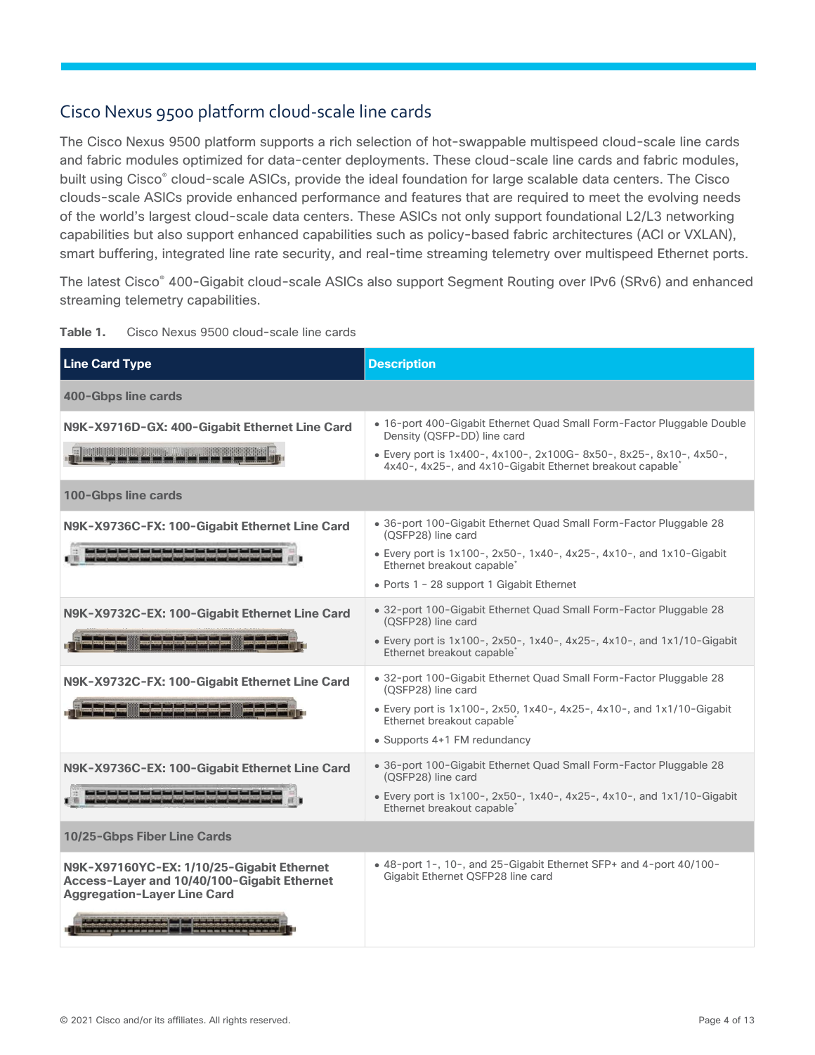## Cisco Nexus 9500 platform cloud-scale line cards

The Cisco Nexus 9500 platform supports a rich selection of hot-swappable multispeed cloud-scale line cards and fabric modules optimized for data-center deployments. These cloud-scale line cards and fabric modules, built using Cisco® cloud-scale ASICs, provide the ideal foundation for large scalable data centers. The Cisco clouds-scale ASICs provide enhanced performance and features that are required to meet the evolving needs of the world's largest cloud-scale data centers. These ASICs not only support foundational L2/L3 networking capabilities but also support enhanced capabilities such as policy-based fabric architectures (ACI or VXLAN), smart buffering, integrated line rate security, and real-time streaming telemetry over multispeed Ethernet ports.

The latest Cisco® 400-Gigabit cloud-scale ASICs also support Segment Routing over IPv6 (SRv6) and enhanced streaming telemetry capabilities.

**Table 1.** Cisco Nexus 9500 cloud-scale line cards

| Line Card Type | Description |
| --- | --- |
| **400-Gbps line cards** | |
| **N9K-X9716D-GX: 400-Gigabit Ethernet Line Card** | • 16-port 400-Gigabit Ethernet Quad Small Form-Factor Pluggable Double Density (QSFP-DD) line card<br>• Every port is 1x400-, 4x100-, 2x100G- 8x50-, 8x25-, 8x10-, 4x50-, 4x40-, 4x25-, and 4x10-Gigabit Ethernet breakout capable* |
| **100-Gbps line cards** | |
| **N9K-X9736C-FX: 100-Gigabit Ethernet Line Card** | • 36-port 100-Gigabit Ethernet Quad Small Form-Factor Pluggable 28 (QSFP28) line card<br>• Every port is 1x100-, 2x50-, 1x40-, 4x25-, 4x10-, and 1x10-Gigabit Ethernet breakout capable*<br>• Ports 1 – 28 support 1 Gigabit Ethernet |
| **N9K-X9732C-EX: 100-Gigabit Ethernet Line Card** | • 32-port 100-Gigabit Ethernet Quad Small Form-Factor Pluggable 28 (QSFP28) line card<br>• Every port is 1x100-, 2x50-, 1x40-, 4x25-, 4x10-, and 1x1/10-Gigabit Ethernet breakout capable* |
| **N9K-X9732C-FX: 100-Gigabit Ethernet Line Card** | • 32-port 100-Gigabit Ethernet Quad Small Form-Factor Pluggable 28 (QSFP28) line card<br>• Every port is 1x100-, 2x50, 1x40-, 4x25-, 4x10-, and 1x1/10-Gigabit Ethernet breakout capable*<br>• Supports 4+1 FM redundancy |
| **N9K-X9736C-EX: 100-Gigabit Ethernet Line Card** | • 36-port 100-Gigabit Ethernet Quad Small Form-Factor Pluggable 28 (QSFP28) line card<br>• Every port is 1x100-, 2x50-, 1x40-, 4x25-, 4x10-, and 1x1/10-Gigabit Ethernet breakout capable* |
| **10/25-Gbps Fiber Line Cards** | |
| **N9K-X97160YC-EX: 1/10/25-Gigabit Ethernet Access-Layer and 10/40/100-Gigabit Ethernet Aggregation-Layer Line Card** | • 48-port 1-, 10-, and 25-Gigabit Ethernet SFP+ and 4-port 40/100-Gigabit Ethernet QSFP28 line card |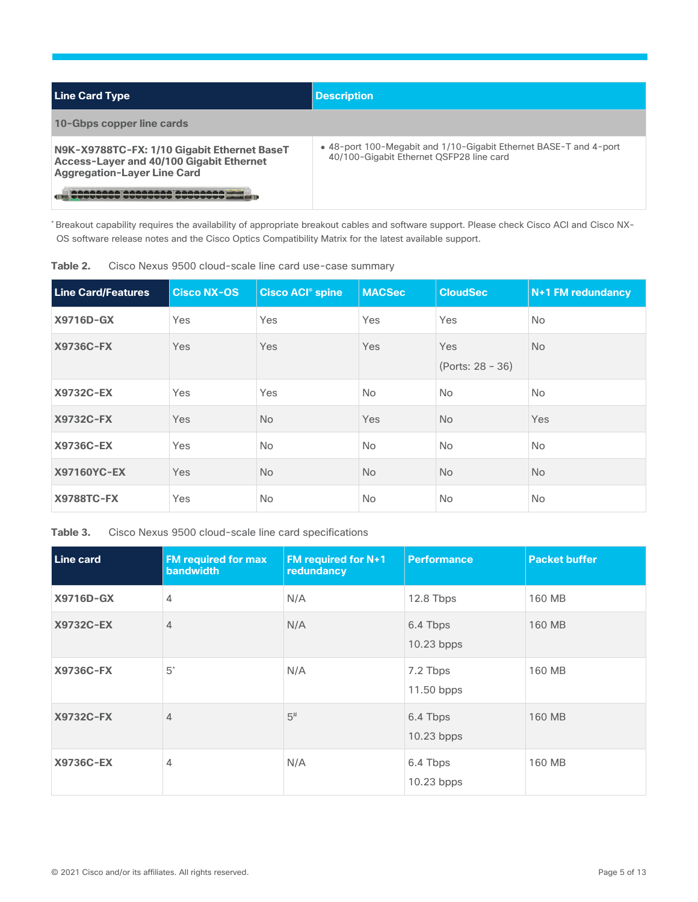| Line Card Type | Description |
| --- | --- |
| **10-Gbps copper line cards** | |
| **N9K-X9788TC-FX: 1/10 Gigabit Ethernet BaseT Access-Layer and 40/100 Gigabit Ethernet Aggregation-Layer Line Card** | • 48-port 100-Megabit and 1/10-Gigabit Ethernet BASE-T and 4-port 40/100-Gigabit Ethernet QSFP28 line card |

* Breakout capability requires the availability of appropriate breakout cables and software support. Please check Cisco ACI and Cisco NX-OS software release notes and the Cisco Optics Compatibility Matrix for the latest available support.

**Table 2.** Cisco Nexus 9500 cloud-scale line card use-case summary

| Line Card/Features | Cisco NX-OS | Cisco ACI® spine | MACSec | CloudSec | N+1 FM redundancy |
| --- | --- | --- | --- | --- | --- |
| **X9716D-GX** | Yes | Yes | Yes | Yes | No |
| **X9736C-FX** | Yes | Yes | Yes | Yes (Ports: 28 – 36) | No |
| **X9732C-EX** | Yes | Yes | No | No | No |
| **X9732C-FX** | Yes | No | Yes | No | Yes |
| **X9736C-EX** | Yes | No | No | No | No |
| **X97160YC-EX** | Yes | No | No | No | No |
| **X9788TC-FX** | Yes | No | No | No | No |

**Table 3.** Cisco Nexus 9500 cloud-scale line card specifications

| Line card | FM required for max bandwidth | FM required for N+1 redundancy | Performance | Packet buffer |
| --- | --- | --- | --- | --- |
| **X9716D-GX** | 4 | N/A | 12.8 Tbps | 160 MB |
| **X9732C-EX** | 4 | N/A | 6.4 Tbps<br>10.23 bpps | 160 MB |
| **X9736C-FX** | 5* | N/A | 7.2 Tbps<br>11.50 bpps | 160 MB |
| **X9732C-FX** | 4 | 5# | 6.4 Tbps<br>10.23 bpps | 160 MB |
| **X9736C-EX** | 4 | N/A | 6.4 Tbps<br>10.23 bpps | 160 MB |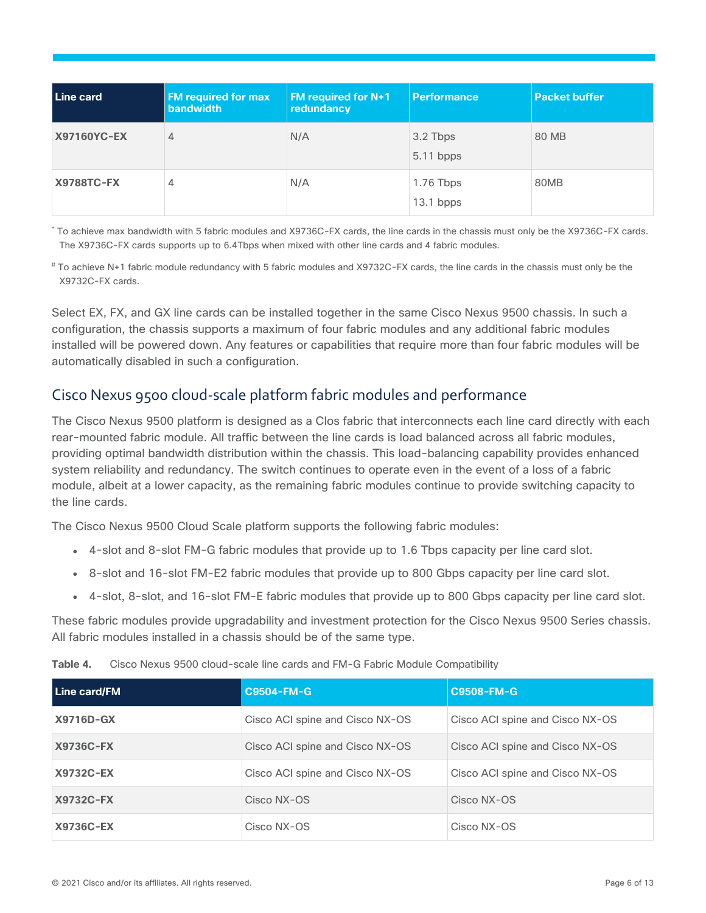| Line card | FM required for max bandwidth | FM required for N+1 redundancy | Performance | Packet buffer |
| --- | --- | --- | --- | --- |
| **X97160YC-EX** | 4 | N/A | 3.2 Tbps<br>5.11 bpps | 80 MB |
| **X9788TC-FX** | 4 | N/A | 1.76 Tbps<br>13.1 bpps | 80MB |

[*] To achieve max bandwidth with 5 fabric modules and X9736C-FX cards, the line cards in the chassis must only be the X9736C-FX cards. The X9736C-FX cards supports up to 6.4Tbps when mixed with other line cards and 4 fabric modules.

[#] To achieve N+1 fabric module redundancy with 5 fabric modules and X9732C-FX cards, the line cards in the chassis must only be the X9732C-FX cards.

Select EX, FX, and GX line cards can be installed together in the same Cisco Nexus 9500 chassis. In such a configuration, the chassis supports a maximum of four fabric modules and any additional fabric modules installed will be powered down. Any features or capabilities that require more than four fabric modules will be automatically disabled in such a configuration.

## Cisco Nexus 9500 cloud-scale platform fabric modules and performance

The Cisco Nexus 9500 platform is designed as a Clos fabric that interconnects each line card directly with each rear-mounted fabric module. All traffic between the line cards is load balanced across all fabric modules, providing optimal bandwidth distribution within the chassis. This load-balancing capability provides enhanced system reliability and redundancy. The switch continues to operate even in the event of a loss of a fabric module, albeit at a lower capacity, as the remaining fabric modules continue to provide switching capacity to the line cards.

The Cisco Nexus 9500 Cloud Scale platform supports the following fabric modules:

- 4-slot and 8-slot FM-G fabric modules that provide up to 1.6 Tbps capacity per line card slot.
- 8-slot and 16-slot FM-E2 fabric modules that provide up to 800 Gbps capacity per line card slot.
- 4-slot, 8-slot, and 16-slot FM-E fabric modules that provide up to 800 Gbps capacity per line card slot.

These fabric modules provide upgradability and investment protection for the Cisco Nexus 9500 Series chassis. All fabric modules installed in a chassis should be of the same type.

**Table 4.** Cisco Nexus 9500 cloud-scale line cards and FM-G Fabric Module Compatibility

| Line card/FM | C9504-FM-G | C9508-FM-G |
| --- | --- | --- |
| **X9716D-GX** | Cisco ACI spine and Cisco NX-OS | Cisco ACI spine and Cisco NX-OS |
| **X9736C-FX** | Cisco ACI spine and Cisco NX-OS | Cisco ACI spine and Cisco NX-OS |
| **X9732C-EX** | Cisco ACI spine and Cisco NX-OS | Cisco ACI spine and Cisco NX-OS |
| **X9732C-FX** | Cisco NX-OS | Cisco NX-OS |
| **X9736C-EX** | Cisco NX-OS | Cisco NX-OS |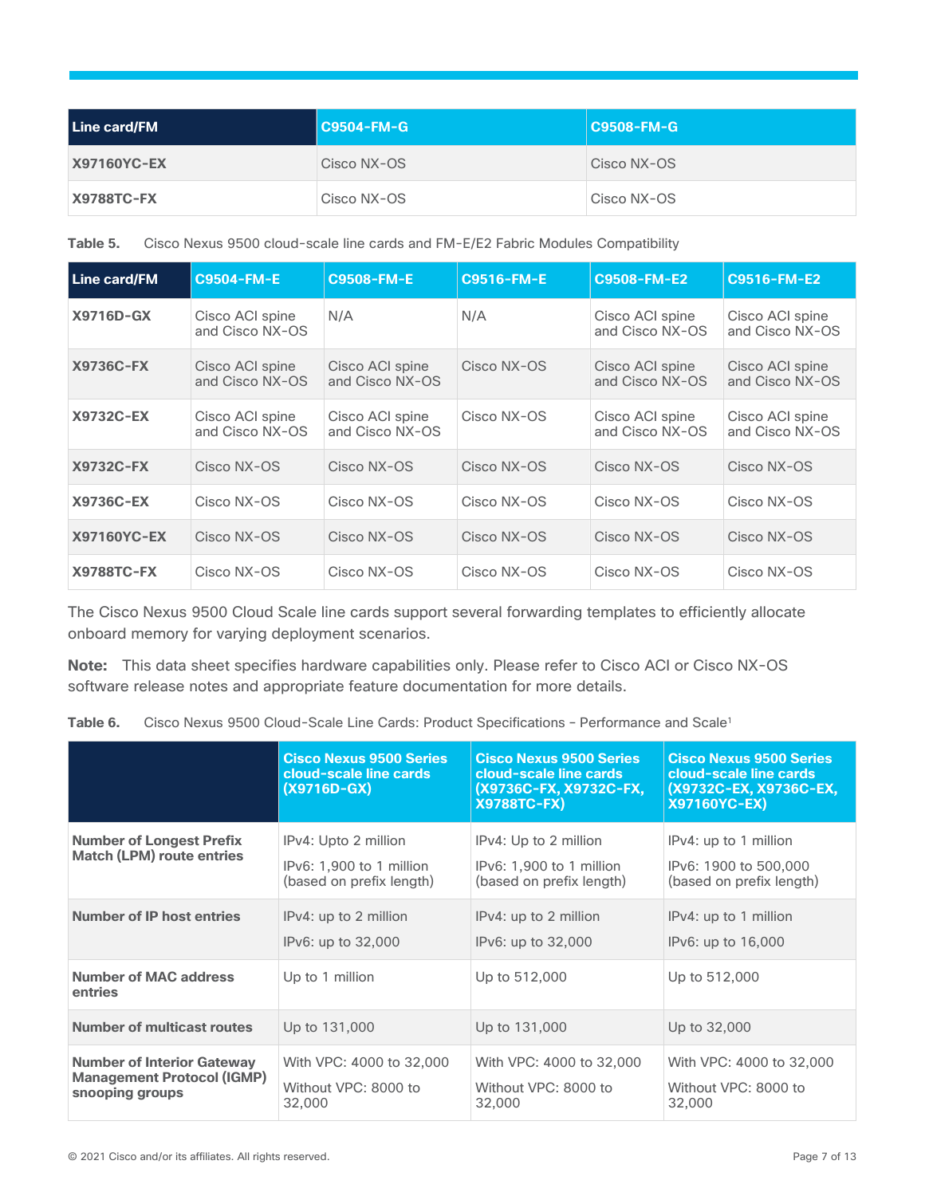| Line card/FM | C9504-FM-G | C9508-FM-G |
|---|---|---|
| **X97160YC-EX** | Cisco NX-OS | Cisco NX-OS |
| **X9788TC-FX** | Cisco NX-OS | Cisco NX-OS |

**Table 5.** Cisco Nexus 9500 cloud-scale line cards and FM-E/E2 Fabric Modules Compatibility

| Line card/FM | C9504-FM-E | C9508-FM-E | C9516-FM-E | C9508-FM-E2 | C9516-FM-E2 |
|---|---|---|---|---|---|
| **X9716D-GX** | Cisco ACI spine and Cisco NX-OS | N/A | N/A | Cisco ACI spine and Cisco NX-OS | Cisco ACI spine and Cisco NX-OS |
| **X9736C-FX** | Cisco ACI spine and Cisco NX-OS | Cisco ACI spine and Cisco NX-OS | Cisco NX-OS | Cisco ACI spine and Cisco NX-OS | Cisco ACI spine and Cisco NX-OS |
| **X9732C-EX** | Cisco ACI spine and Cisco NX-OS | Cisco ACI spine and Cisco NX-OS | Cisco NX-OS | Cisco ACI spine and Cisco NX-OS | Cisco ACI spine and Cisco NX-OS |
| **X9732C-FX** | Cisco NX-OS | Cisco NX-OS | Cisco NX-OS | Cisco NX-OS | Cisco NX-OS |
| **X9736C-EX** | Cisco NX-OS | Cisco NX-OS | Cisco NX-OS | Cisco NX-OS | Cisco NX-OS |
| **X97160YC-EX** | Cisco NX-OS | Cisco NX-OS | Cisco NX-OS | Cisco NX-OS | Cisco NX-OS |
| **X9788TC-FX** | Cisco NX-OS | Cisco NX-OS | Cisco NX-OS | Cisco NX-OS | Cisco NX-OS |

The Cisco Nexus 9500 Cloud Scale line cards support several forwarding templates to efficiently allocate onboard memory for varying deployment scenarios.

**Note:** This data sheet specifies hardware capabilities only. Please refer to Cisco ACI or Cisco NX-OS software release notes and appropriate feature documentation for more details.

**Table 6.** Cisco Nexus 9500 Cloud-Scale Line Cards: Product Specifications - Performance and Scale[1]

| | Cisco Nexus 9500 Series cloud-scale line cards (X9716D-GX) | Cisco Nexus 9500 Series cloud-scale line cards (X9736C-FX, X9732C-FX, X9788TC-FX) | Cisco Nexus 9500 Series cloud-scale line cards (X9732C-EX, X9736C-EX, X97160YC-EX) |
|---|---|---|---|
| **Number of Longest Prefix Match (LPM) route entries** | IPv4: Upto 2 million<br>IPv6: 1,900 to 1 million (based on prefix length) | IPv4: Up to 2 million<br>IPv6: 1,900 to 1 million (based on prefix length) | IPv4: up to 1 million<br>IPv6: 1900 to 500,000 (based on prefix length) |
| **Number of IP host entries** | IPv4: up to 2 million<br>IPv6: up to 32,000 | IPv4: up to 2 million<br>IPv6: up to 32,000 | IPv4: up to 1 million<br>IPv6: up to 16,000 |
| **Number of MAC address entries** | Up to 1 million | Up to 512,000 | Up to 512,000 |
| **Number of multicast routes** | Up to 131,000 | Up to 131,000 | Up to 32,000 |
| **Number of Interior Gateway Management Protocol (IGMP) snooping groups** | With VPC: 4000 to 32,000<br>Without VPC: 8000 to 32,000 | With VPC: 4000 to 32,000<br>Without VPC: 8000 to 32,000 | With VPC: 4000 to 32,000<br>Without VPC: 8000 to 32,000 |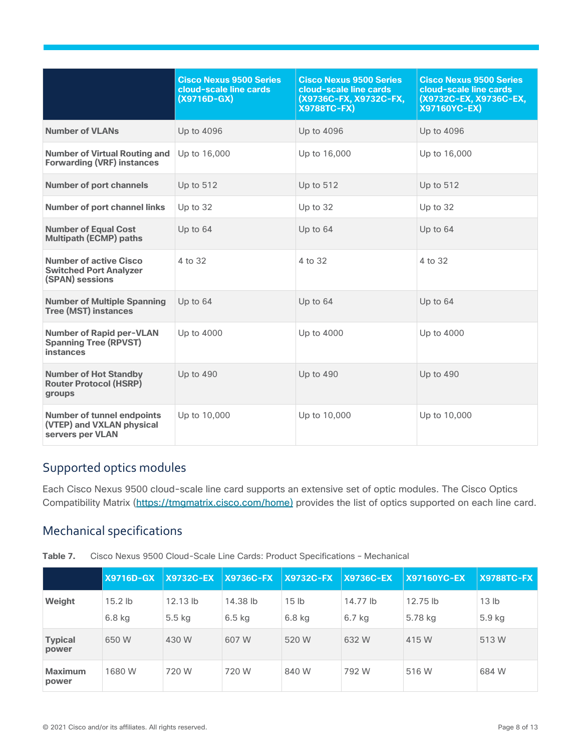| | Cisco Nexus 9500 Series cloud-scale line cards (X9716D-GX) | Cisco Nexus 9500 Series cloud-scale line cards (X9736C-FX, X9732C-FX, X9788TC-FX) | Cisco Nexus 9500 Series cloud-scale line cards (X9732C-EX, X9736C-EX, X97160YC-EX) |
|---|---|---|---|
| **Number of VLANs** | Up to 4096 | Up to 4096 | Up to 4096 |
| **Number of Virtual Routing and Forwarding (VRF) instances** | Up to 16,000 | Up to 16,000 | Up to 16,000 |
| **Number of port channels** | Up to 512 | Up to 512 | Up to 512 |
| **Number of port channel links** | Up to 32 | Up to 32 | Up to 32 |
| **Number of Equal Cost Multipath (ECMP) paths** | Up to 64 | Up to 64 | Up to 64 |
| **Number of active Cisco Switched Port Analyzer (SPAN) sessions** | 4 to 32 | 4 to 32 | 4 to 32 |
| **Number of Multiple Spanning Tree (MST) instances** | Up to 64 | Up to 64 | Up to 64 |
| **Number of Rapid per-VLAN Spanning Tree (RPVST) instances** | Up to 4000 | Up to 4000 | Up to 4000 |
| **Number of Hot Standby Router Protocol (HSRP) groups** | Up to 490 | Up to 490 | Up to 490 |
| **Number of tunnel endpoints (VTEP) and VXLAN physical servers per VLAN** | Up to 10,000 | Up to 10,000 | Up to 10,000 |

## Supported optics modules

Each Cisco Nexus 9500 cloud-scale line card supports an extensive set of optic modules. The Cisco Optics Compatibility Matrix (https://tmgmatrix.cisco.com/home) provides the list of optics supported on each line card.

## Mechanical specifications

**Table 7.** Cisco Nexus 9500 Cloud-Scale Line Cards: Product Specifications - Mechanical

| | X9716D-GX | X9732C-EX | X9736C-FX | X9732C-FX | X9736C-EX | X97160YC-EX | X9788TC-FX |
|---|---|---|---|---|---|---|---|
| **Weight** | 15.2 lb<br>6.8 kg | 12.13 lb<br>5.5 kg | 14.38 lb<br>6.5 kg | 15 lb<br>6.8 kg | 14.77 lb<br>6.7 kg | 12.75 lb<br>5.78 kg | 13 lb<br>5.9 kg |
| **Typical power** | 650 W | 430 W | 607 W | 520 W | 632 W | 415 W | 513 W |
| **Maximum power** | 1680 W | 720 W | 720 W | 840 W | 792 W | 516 W | 684 W |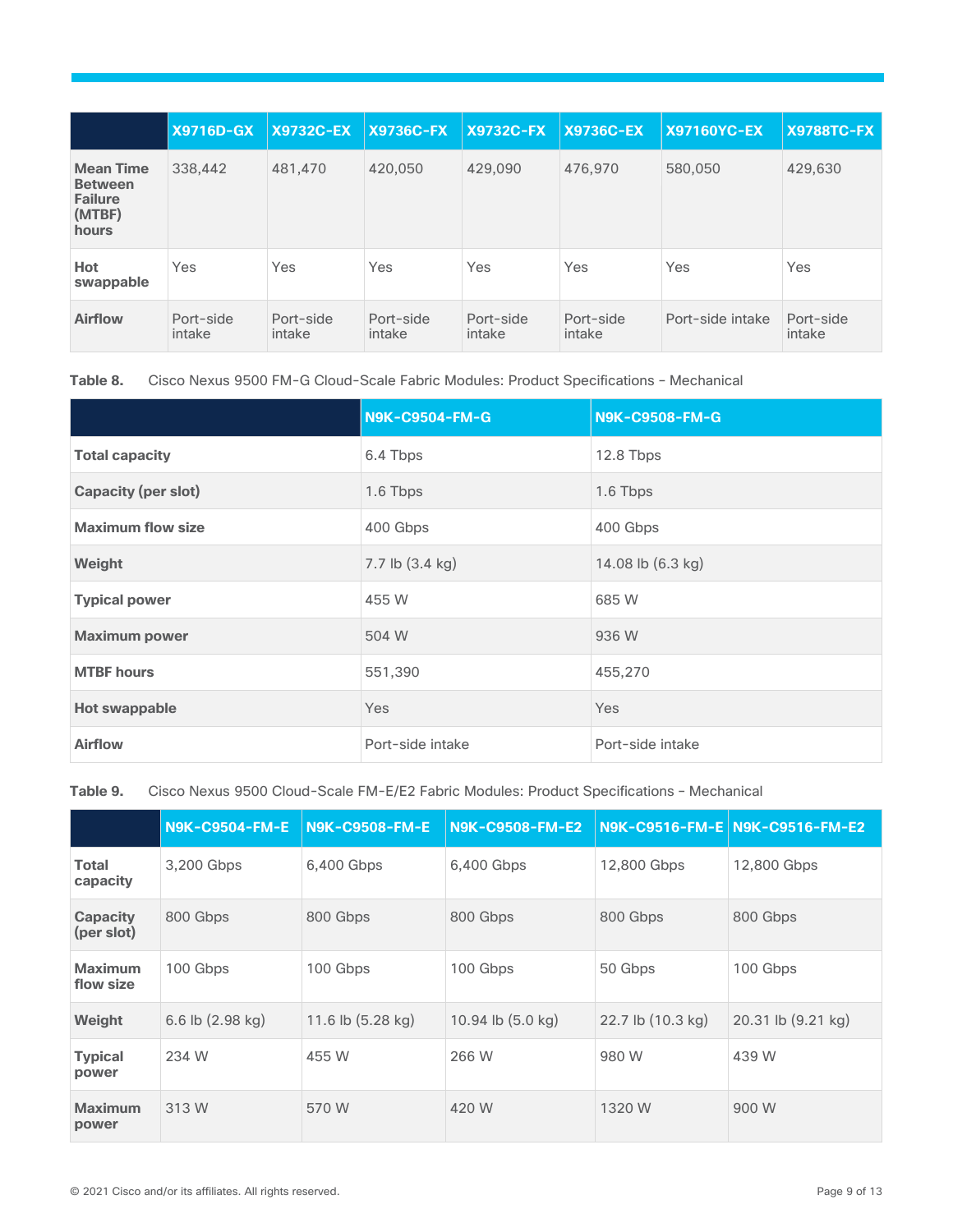| | X9716D-GX | X9732C-EX | X9736C-FX | X9732C-FX | X9736C-EX | X97160YC-EX | X9788TC-FX |
|---|---|---|---|---|---|---|---|
| **Mean Time Between Failure (MTBF) hours** | 338,442 | 481,470 | 420,050 | 429,090 | 476,970 | 580,050 | 429,630 |
| **Hot swappable** | Yes | Yes | Yes | Yes | Yes | Yes | Yes |
| **Airflow** | Port-side intake | Port-side intake | Port-side intake | Port-side intake | Port-side intake | Port-side intake | Port-side intake |

**Table 8.** Cisco Nexus 9500 FM-G Cloud-Scale Fabric Modules: Product Specifications - Mechanical

| | N9K-C9504-FM-G | N9K-C9508-FM-G |
|---|---|---|
| **Total capacity** | 6.4 Tbps | 12.8 Tbps |
| **Capacity (per slot)** | 1.6 Tbps | 1.6 Tbps |
| **Maximum flow size** | 400 Gbps | 400 Gbps |
| **Weight** | 7.7 lb (3.4 kg) | 14.08 lb (6.3 kg) |
| **Typical power** | 455 W | 685 W |
| **Maximum power** | 504 W | 936 W |
| **MTBF hours** | 551,390 | 455,270 |
| **Hot swappable** | Yes | Yes |
| **Airflow** | Port-side intake | Port-side intake |

**Table 9.** Cisco Nexus 9500 Cloud-Scale FM-E/E2 Fabric Modules: Product Specifications - Mechanical

| | N9K-C9504-FM-E | N9K-C9508-FM-E | N9K-C9508-FM-E2 | N9K-C9516-FM-E | N9K-C9516-FM-E2 |
|---|---|---|---|---|---|
| **Total capacity** | 3,200 Gbps | 6,400 Gbps | 6,400 Gbps | 12,800 Gbps | 12,800 Gbps |
| **Capacity (per slot)** | 800 Gbps | 800 Gbps | 800 Gbps | 800 Gbps | 800 Gbps |
| **Maximum flow size** | 100 Gbps | 100 Gbps | 100 Gbps | 50 Gbps | 100 Gbps |
| **Weight** | 6.6 lb (2.98 kg) | 11.6 lb (5.28 kg) | 10.94 lb (5.0 kg) | 22.7 lb (10.3 kg) | 20.31 lb (9.21 kg) |
| **Typical power** | 234 W | 455 W | 266 W | 980 W | 439 W |
| **Maximum power** | 313 W | 570 W | 420 W | 1320 W | 900 W |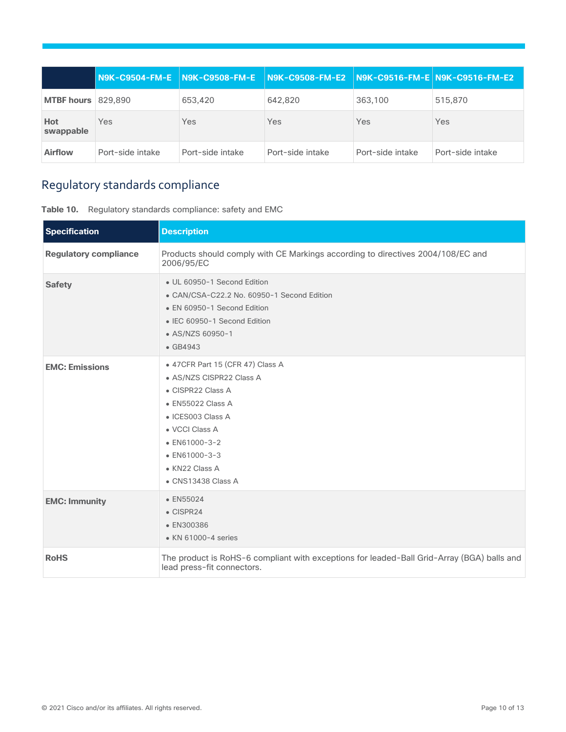| | N9K-C9504-FM-E | N9K-C9508-FM-E | N9K-C9508-FM-E2 | N9K-C9516-FM-E | N9K-C9516-FM-E2 |
|---|---|---|---|---|---|
| **MTBF hours** | 829,890 | 653,420 | 642,820 | 363,100 | 515,870 |
| **Hot swappable** | Yes | Yes | Yes | Yes | Yes |
| **Airflow** | Port-side intake | Port-side intake | Port-side intake | Port-side intake | Port-side intake |

## Regulatory standards compliance

**Table 10.** Regulatory standards compliance: safety and EMC

| Specification | Description |
|---|---|
| **Regulatory compliance** | Products should comply with CE Markings according to directives 2004/108/EC and 2006/95/EC |
| **Safety** | • UL 60950-1 Second Edition<br>• CAN/CSA-C22.2 No. 60950-1 Second Edition<br>• EN 60950-1 Second Edition<br>• IEC 60950-1 Second Edition<br>• AS/NZS 60950-1<br>• GB4943 |
| **EMC: Emissions** | • 47CFR Part 15 (CFR 47) Class A<br>• AS/NZS CISPR22 Class A<br>• CISPR22 Class A<br>• EN55022 Class A<br>• ICES003 Class A<br>• VCCI Class A<br>• EN61000-3-2<br>• EN61000-3-3<br>• KN22 Class A<br>• CNS13438 Class A |
| **EMC: Immunity** | • EN55024<br>• CISPR24<br>• EN300386<br>• KN 61000-4 series |
| **RoHS** | The product is RoHS-6 compliant with exceptions for leaded-Ball Grid-Array (BGA) balls and lead press-fit connectors. |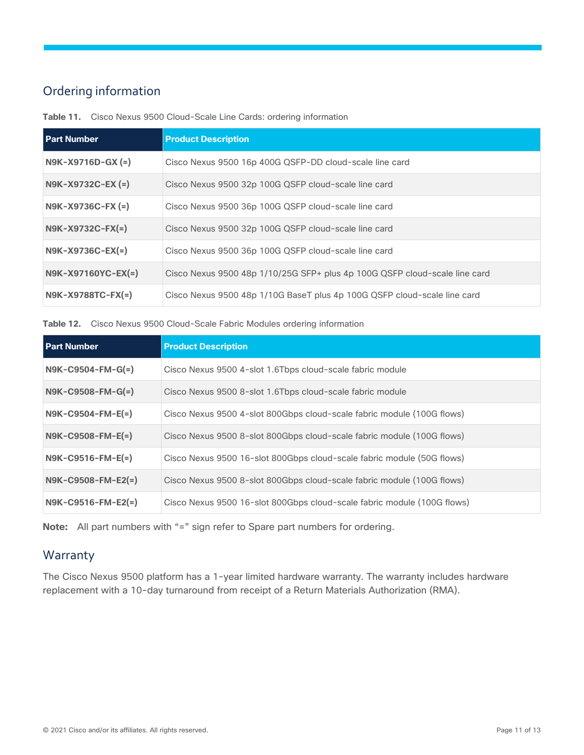## Ordering information

**Table 11.** Cisco Nexus 9500 Cloud-Scale Line Cards: ordering information

| Part Number | Product Description |
| --- | --- |
| **N9K-X9716D-GX (=)** | Cisco Nexus 9500 16p 400G QSFP-DD cloud-scale line card |
| **N9K-X9732C-EX (=)** | Cisco Nexus 9500 32p 100G QSFP cloud-scale line card |
| **N9K-X9736C-FX (=)** | Cisco Nexus 9500 36p 100G QSFP cloud-scale line card |
| **N9K-X9732C-FX(=)** | Cisco Nexus 9500 32p 100G QSFP cloud-scale line card |
| **N9K-X9736C-EX(=)** | Cisco Nexus 9500 36p 100G QSFP cloud-scale line card |
| **N9K-X97160YC-EX(=)** | Cisco Nexus 9500 48p 1/10/25G SFP+ plus 4p 100G QSFP cloud-scale line card |
| **N9K-X9788TC-FX(=)** | Cisco Nexus 9500 48p 1/10G BaseT plus 4p 100G QSFP cloud-scale line card |

**Table 12.** Cisco Nexus 9500 Cloud-Scale Fabric Modules ordering information

| Part Number | Product Description |
| --- | --- |
| **N9K-C9504-FM-G(=)** | Cisco Nexus 9500 4-slot 1.6Tbps cloud-scale fabric module |
| **N9K-C9508-FM-G(=)** | Cisco Nexus 9500 8-slot 1.6Tbps cloud-scale fabric module |
| **N9K-C9504-FM-E(=)** | Cisco Nexus 9500 4-slot 800Gbps cloud-scale fabric module (100G flows) |
| **N9K-C9508-FM-E(=)** | Cisco Nexus 9500 8-slot 800Gbps cloud-scale fabric module (100G flows) |
| **N9K-C9516-FM-E(=)** | Cisco Nexus 9500 16-slot 800Gbps cloud-scale fabric module (50G flows) |
| **N9K-C9508-FM-E2(=)** | Cisco Nexus 9500 8-slot 800Gbps cloud-scale fabric module (100G flows) |
| **N9K-C9516-FM-E2(=)** | Cisco Nexus 9500 16-slot 800Gbps cloud-scale fabric module (100G flows) |

**Note:** All part numbers with "=" sign refer to Spare part numbers for ordering.

## Warranty

The Cisco Nexus 9500 platform has a 1-year limited hardware warranty. The warranty includes hardware replacement with a 10-day turnaround from receipt of a Return Materials Authorization (RMA).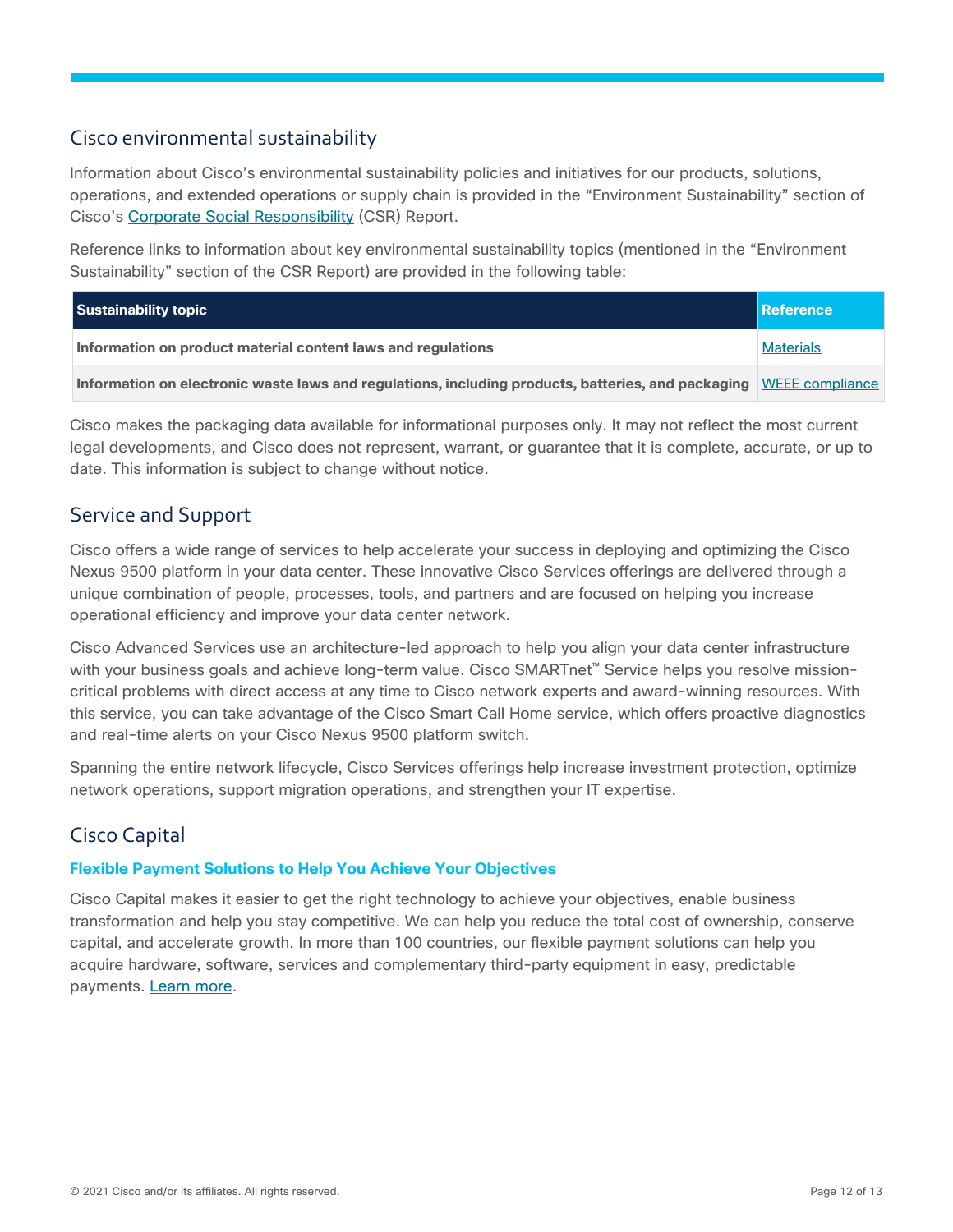## Cisco environmental sustainability

Information about Cisco's environmental sustainability policies and initiatives for our products, solutions, operations, and extended operations or supply chain is provided in the "Environment Sustainability" section of Cisco's Corporate Social Responsibility (CSR) Report.

Reference links to information about key environmental sustainability topics (mentioned in the "Environment Sustainability" section of the CSR Report) are provided in the following table:

| Sustainability topic | Reference |
| --- | --- |
| **Information on product material content laws and regulations** | Materials |
| **Information on electronic waste laws and regulations, including products, batteries, and packaging** | WEEE compliance |

Cisco makes the packaging data available for informational purposes only. It may not reflect the most current legal developments, and Cisco does not represent, warrant, or guarantee that it is complete, accurate, or up to date. This information is subject to change without notice.

## Service and Support

Cisco offers a wide range of services to help accelerate your success in deploying and optimizing the Cisco Nexus 9500 platform in your data center. These innovative Cisco Services offerings are delivered through a unique combination of people, processes, tools, and partners and are focused on helping you increase operational efficiency and improve your data center network.

Cisco Advanced Services use an architecture-led approach to help you align your data center infrastructure with your business goals and achieve long-term value. Cisco SMARTnet™ Service helps you resolve mission-critical problems with direct access at any time to Cisco network experts and award-winning resources. With this service, you can take advantage of the Cisco Smart Call Home service, which offers proactive diagnostics and real-time alerts on your Cisco Nexus 9500 platform switch.

Spanning the entire network lifecycle, Cisco Services offerings help increase investment protection, optimize network operations, support migration operations, and strengthen your IT expertise.

## Cisco Capital

### Flexible Payment Solutions to Help You Achieve Your Objectives

Cisco Capital makes it easier to get the right technology to achieve your objectives, enable business transformation and help you stay competitive. We can help you reduce the total cost of ownership, conserve capital, and accelerate growth. In more than 100 countries, our flexible payment solutions can help you acquire hardware, software, services and complementary third-party equipment in easy, predictable payments. Learn more.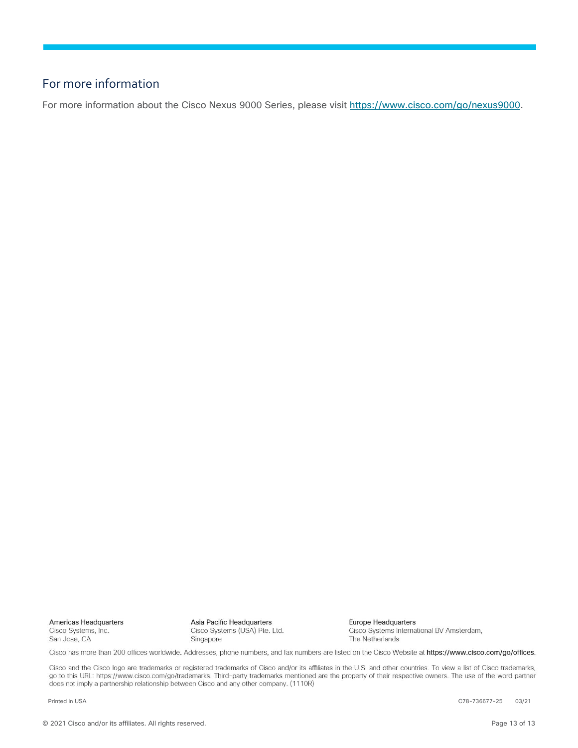## For more information

For more information about the Cisco Nexus 9000 Series, please visit [https://www.cisco.com/go/nexus9000](https://www.cisco.com/go/nexus9000).

**Americas Headquarters**
Cisco Systems, Inc.
San Jose, CA

**Asia Pacific Headquarters**
Cisco Systems (USA) Pte. Ltd.
Singapore

**Europe Headquarters**
Cisco Systems International BV Amsterdam,
The Netherlands

Cisco has more than 200 offices worldwide. Addresses, phone numbers, and fax numbers are listed on the Cisco Website at **https://www.cisco.com/go/offices**.

Cisco and the Cisco logo are trademarks or registered trademarks of Cisco and/or its affiliates in the U.S. and other countries. To view a list of Cisco trademarks, go to this URL: https://www.cisco.com/go/trademarks. Third-party trademarks mentioned are the property of their respective owners. The use of the word partner does not imply a partnership relationship between Cisco and any other company. (1110R)

Printed in USA C78-736677-25 03/21

© 2021 Cisco and/or its affiliates. All rights reserved.